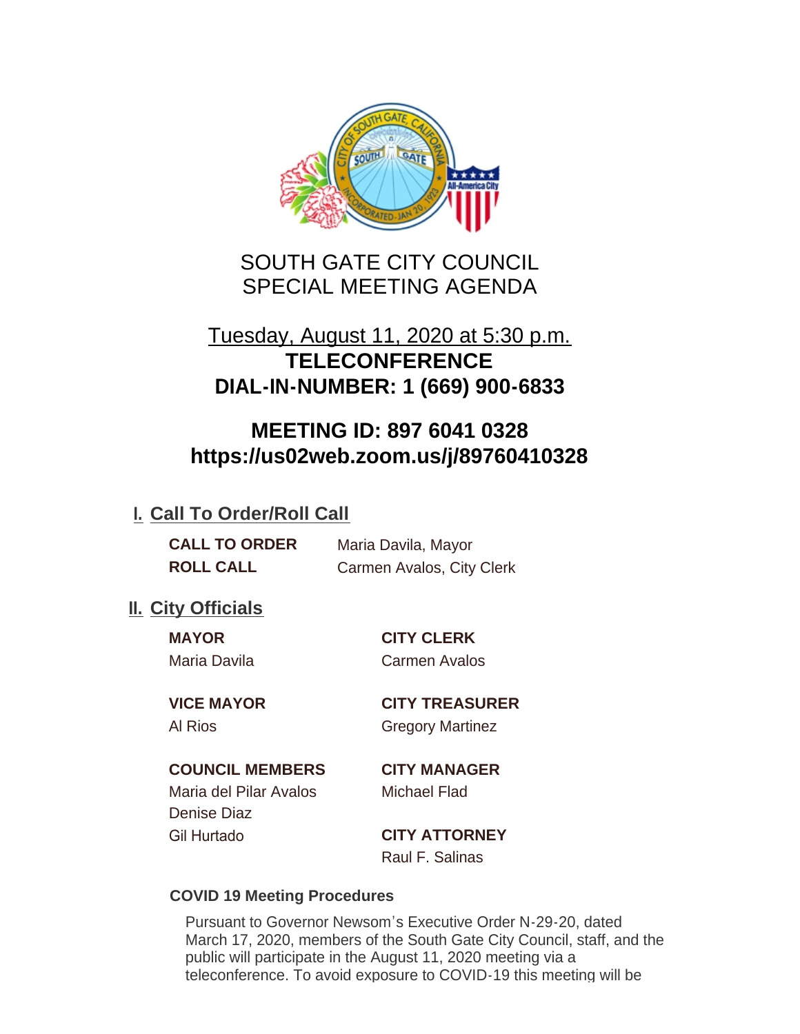# SOUTH GATE CITY COUNCIL
# SPECIAL MEETING AGENDA

Tuesday, August 11, 2020 at 5:30 p.m.

**TELECONFERENCE**

**DIAL-IN-NUMBER: 1 (669) 900-6833**

**MEETING ID: 897 6041 0328**

**https://us02web.zoom.us/j/89760410328**

## I. Call To Order/Roll Call

**CALL TO ORDER** Maria Davila, Mayor

**ROLL CALL** Carmen Avalos, City Clerk

## II. City Officials

**MAYOR**
Maria Davila

**VICE MAYOR**
Al Rios

**COUNCIL MEMBERS**
Maria del Pilar Avalos
Denise Diaz
Gil Hurtado

**CITY CLERK**
Carmen Avalos

**CITY TREASURER**
Gregory Martinez

**CITY MANAGER**
Michael Flad

**CITY ATTORNEY**
Raul F. Salinas

**COVID 19 Meeting Procedures**

Pursuant to Governor Newsom's Executive Order N-29-20, dated March 17, 2020, members of the South Gate City Council, staff, and the public will participate in the August 11, 2020 meeting via a teleconference. To avoid exposure to COVID-19 this meeting will be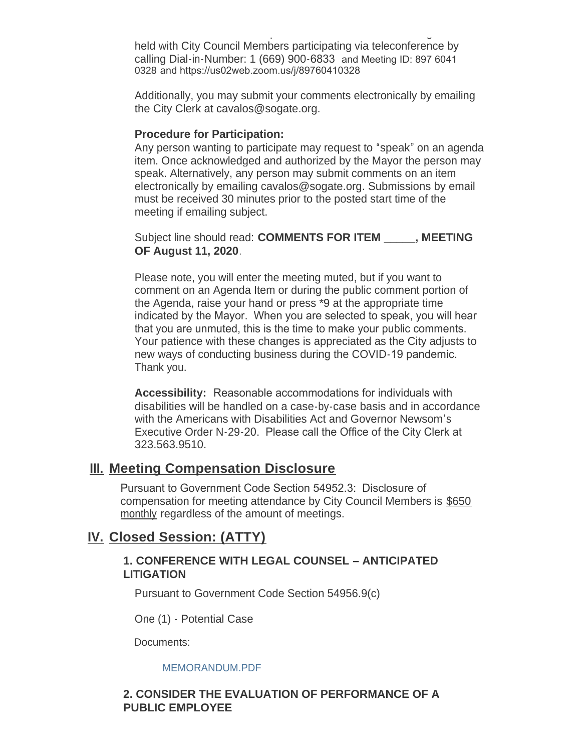held with City Council Members participating via teleconference by calling Dial-in-Number: 1 (669) 900-6833 and Meeting ID: 897 6041 0328 and https://us02web.zoom.us/j/89760410328

Additionally, you may submit your comments electronically by emailing the City Clerk at cavalos@sogate.org.

**Procedure for Participation:**
Any person wanting to participate may request to "speak" on an agenda item. Once acknowledged and authorized by the Mayor the person may speak. Alternatively, any person may submit comments on an item electronically by emailing cavalos@sogate.org. Submissions by email must be received 30 minutes prior to the posted start time of the meeting if emailing subject.

Subject line should read: **COMMENTS FOR ITEM _____, MEETING OF August 11, 2020**.

Please note, you will enter the meeting muted, but if you want to comment on an Agenda Item or during the public comment portion of the Agenda, raise your hand or press *9 at the appropriate time indicated by the Mayor. When you are selected to speak, you will hear that you are unmuted, this is the time to make your public comments. Your patience with these changes is appreciated as the City adjusts to new ways of conducting business during the COVID-19 pandemic. Thank you.

**Accessibility:** Reasonable accommodations for individuals with disabilities will be handled on a case-by-case basis and in accordance with the Americans with Disabilities Act and Governor Newsom's Executive Order N-29-20. Please call the Office of the City Clerk at 323.563.9510.

## III. Meeting Compensation Disclosure

Pursuant to Government Code Section 54952.3: Disclosure of compensation for meeting attendance by City Council Members is $650 monthly regardless of the amount of meetings.

## IV. Closed Session: (ATTY)

### 1. CONFERENCE WITH LEGAL COUNSEL – ANTICIPATED LITIGATION

Pursuant to Government Code Section 54956.9(c)

One (1) - Potential Case

Documents:

MEMORANDUM.PDF

### 2. CONSIDER THE EVALUATION OF PERFORMANCE OF A PUBLIC EMPLOYEE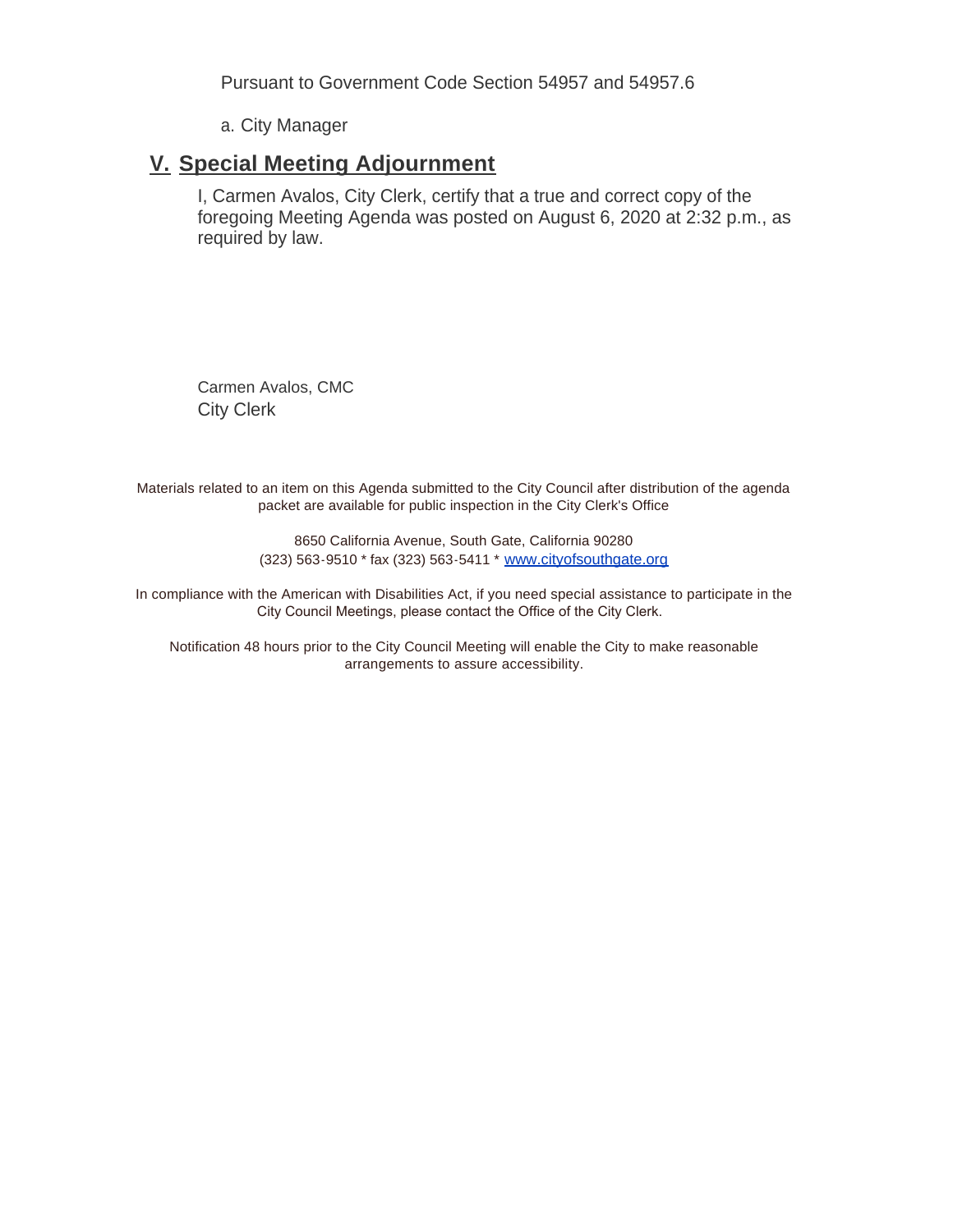Pursuant to Government Code Section 54957 and 54957.6

a. City Manager

## V. Special Meeting Adjournment

I, Carmen Avalos, City Clerk, certify that a true and correct copy of the foregoing Meeting Agenda was posted on August 6, 2020 at 2:32 p.m., as required by law.

Carmen Avalos, CMC
City Clerk

Materials related to an item on this Agenda submitted to the City Council after distribution of the agenda packet are available for public inspection in the City Clerk's Office

8650 California Avenue, South Gate, California 90280
(323) 563-9510 * fax (323) 563-5411 * [www.cityofsouthgate.org](http://www.cityofsouthgate.org)

In compliance with the American with Disabilities Act, if you need special assistance to participate in the City Council Meetings, please contact the Office of the City Clerk.

Notification 48 hours prior to the City Council Meeting will enable the City to make reasonable arrangements to assure accessibility.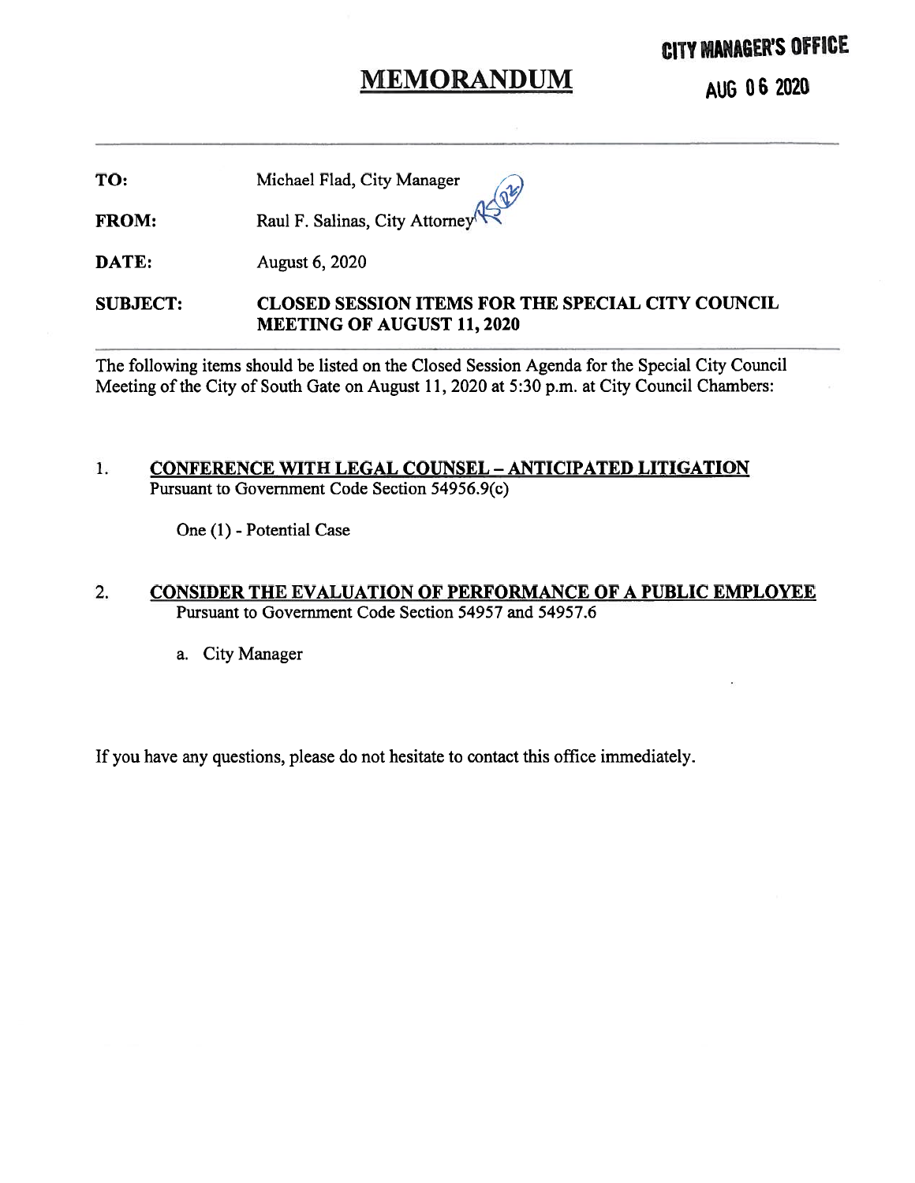**CITY MANAGER'S OFFICE**

**AUG 06 2020**

# MEMORANDUM

| | |
|---|---|
| **TO:** | Michael Flad, City Manager |
| **FROM:** | Raul F. Salinas, City Attorney |
| **DATE:** | August 6, 2020 |
| **SUBJECT:** | **CLOSED SESSION ITEMS FOR THE SPECIAL CITY COUNCIL MEETING OF AUGUST 11, 2020** |

The following items should be listed on the Closed Session Agenda for the Special City Council Meeting of the City of South Gate on August 11, 2020 at 5:30 p.m. at City Council Chambers:

1. **CONFERENCE WITH LEGAL COUNSEL – ANTICIPATED LITIGATION**
   Pursuant to Government Code Section 54956.9(c)

   One (1) - Potential Case

2. **CONSIDER THE EVALUATION OF PERFORMANCE OF A PUBLIC EMPLOYEE**
   Pursuant to Government Code Section 54957 and 54957.6

   a. City Manager

If you have any questions, please do not hesitate to contact this office immediately.